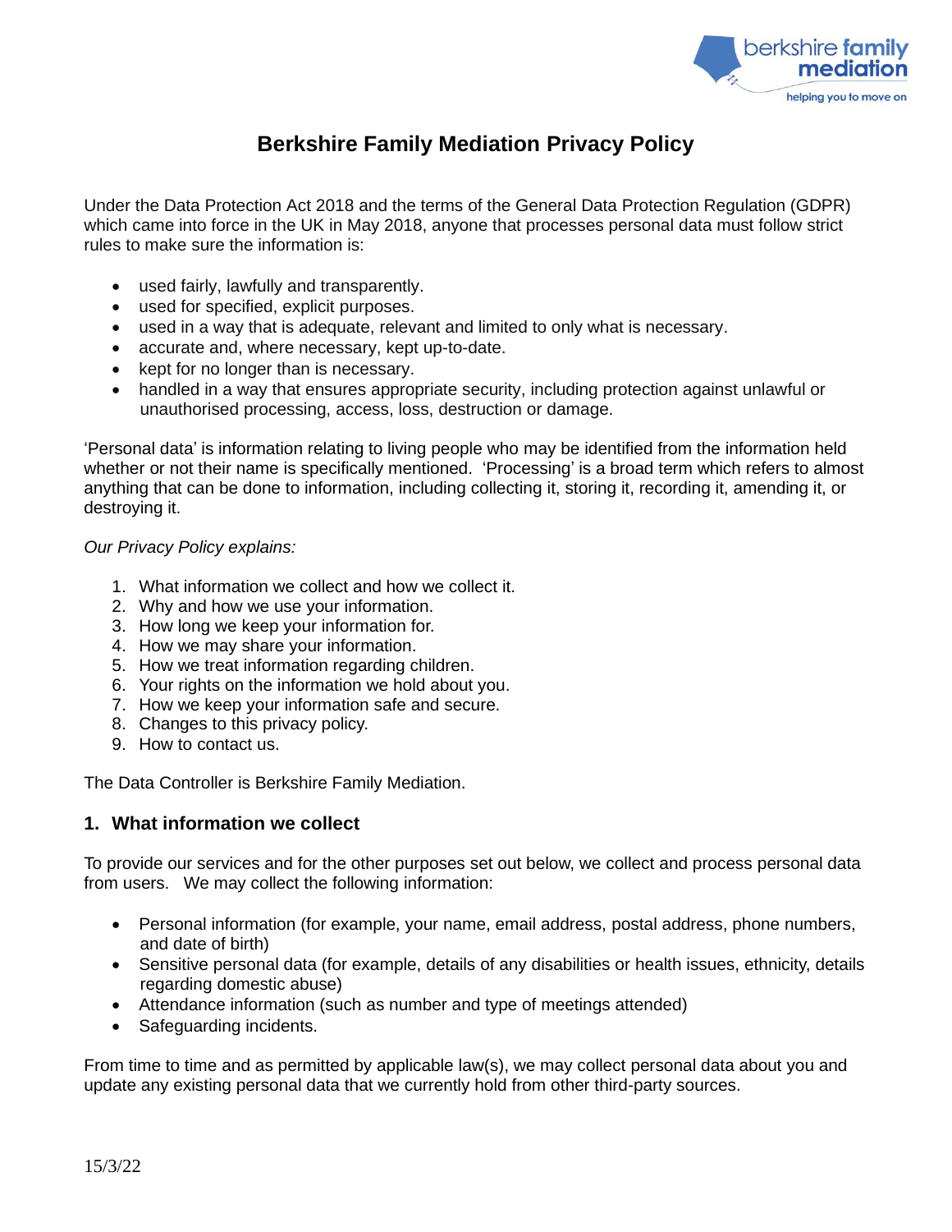# Berkshire Family Mediation Privacy Policy

Under the Data Protection Act 2018 and the terms of the General Data Protection Regulation (GDPR) which came into force in the UK in May 2018, anyone that processes personal data must follow strict rules to make sure the information is:

- used fairly, lawfully and transparently.
- used for specified, explicit purposes.
- used in a way that is adequate, relevant and limited to only what is necessary.
- accurate and, where necessary, kept up-to-date.
- kept for no longer than is necessary.
- handled in a way that ensures appropriate security, including protection against unlawful or unauthorised processing, access, loss, destruction or damage.

'Personal data' is information relating to living people who may be identified from the information held whether or not their name is specifically mentioned. 'Processing' is a broad term which refers to almost anything that can be done to information, including collecting it, storing it, recording it, amending it, or destroying it.

*Our Privacy Policy explains:*

1. What information we collect and how we collect it.
2. Why and how we use your information.
3. How long we keep your information for.
4. How we may share your information.
5. How we treat information regarding children.
6. Your rights on the information we hold about you.
7. How we keep your information safe and secure.
8. Changes to this privacy policy.
9. How to contact us.

The Data Controller is Berkshire Family Mediation.

## 1. What information we collect

To provide our services and for the other purposes set out below, we collect and process personal data from users. We may collect the following information:

- Personal information (for example, your name, email address, postal address, phone numbers, and date of birth)
- Sensitive personal data (for example, details of any disabilities or health issues, ethnicity, details regarding domestic abuse)
- Attendance information (such as number and type of meetings attended)
- Safeguarding incidents.

From time to time and as permitted by applicable law(s), we may collect personal data about you and update any existing personal data that we currently hold from other third-party sources.

15/3/22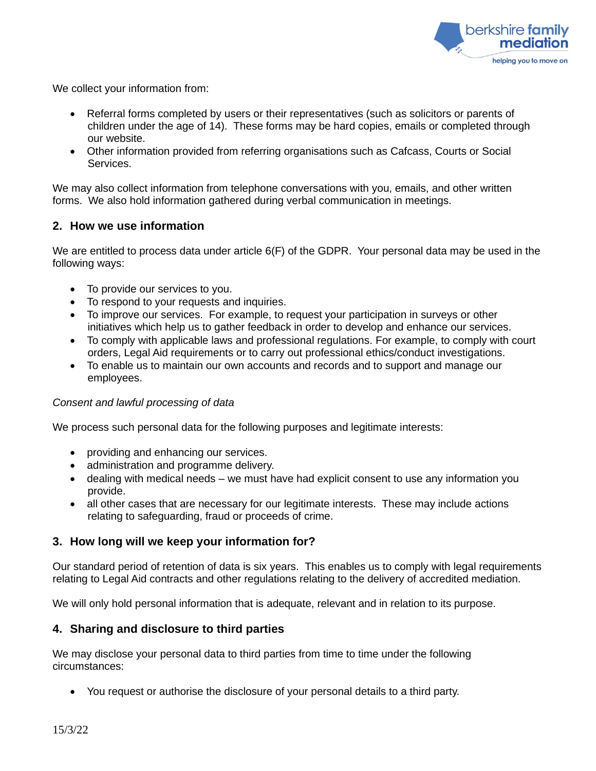We collect your information from:

- Referral forms completed by users or their representatives (such as solicitors or parents of children under the age of 14). These forms may be hard copies, emails or completed through our website.
- Other information provided from referring organisations such as Cafcass, Courts or Social Services.

We may also collect information from telephone conversations with you, emails, and other written forms. We also hold information gathered during verbal communication in meetings.

## 2. How we use information

We are entitled to process data under article 6(F) of the GDPR. Your personal data may be used in the following ways:

- To provide our services to you.
- To respond to your requests and inquiries.
- To improve our services. For example, to request your participation in surveys or other initiatives which help us to gather feedback in order to develop and enhance our services.
- To comply with applicable laws and professional regulations. For example, to comply with court orders, Legal Aid requirements or to carry out professional ethics/conduct investigations.
- To enable us to maintain our own accounts and records and to support and manage our employees.

*Consent and lawful processing of data*

We process such personal data for the following purposes and legitimate interests:

- providing and enhancing our services.
- administration and programme delivery.
- dealing with medical needs – we must have had explicit consent to use any information you provide.
- all other cases that are necessary for our legitimate interests. These may include actions relating to safeguarding, fraud or proceeds of crime.

## 3. How long will we keep your information for?

Our standard period of retention of data is six years. This enables us to comply with legal requirements relating to Legal Aid contracts and other regulations relating to the delivery of accredited mediation.

We will only hold personal information that is adequate, relevant and in relation to its purpose.

## 4. Sharing and disclosure to third parties

We may disclose your personal data to third parties from time to time under the following circumstances:

- You request or authorise the disclosure of your personal details to a third party.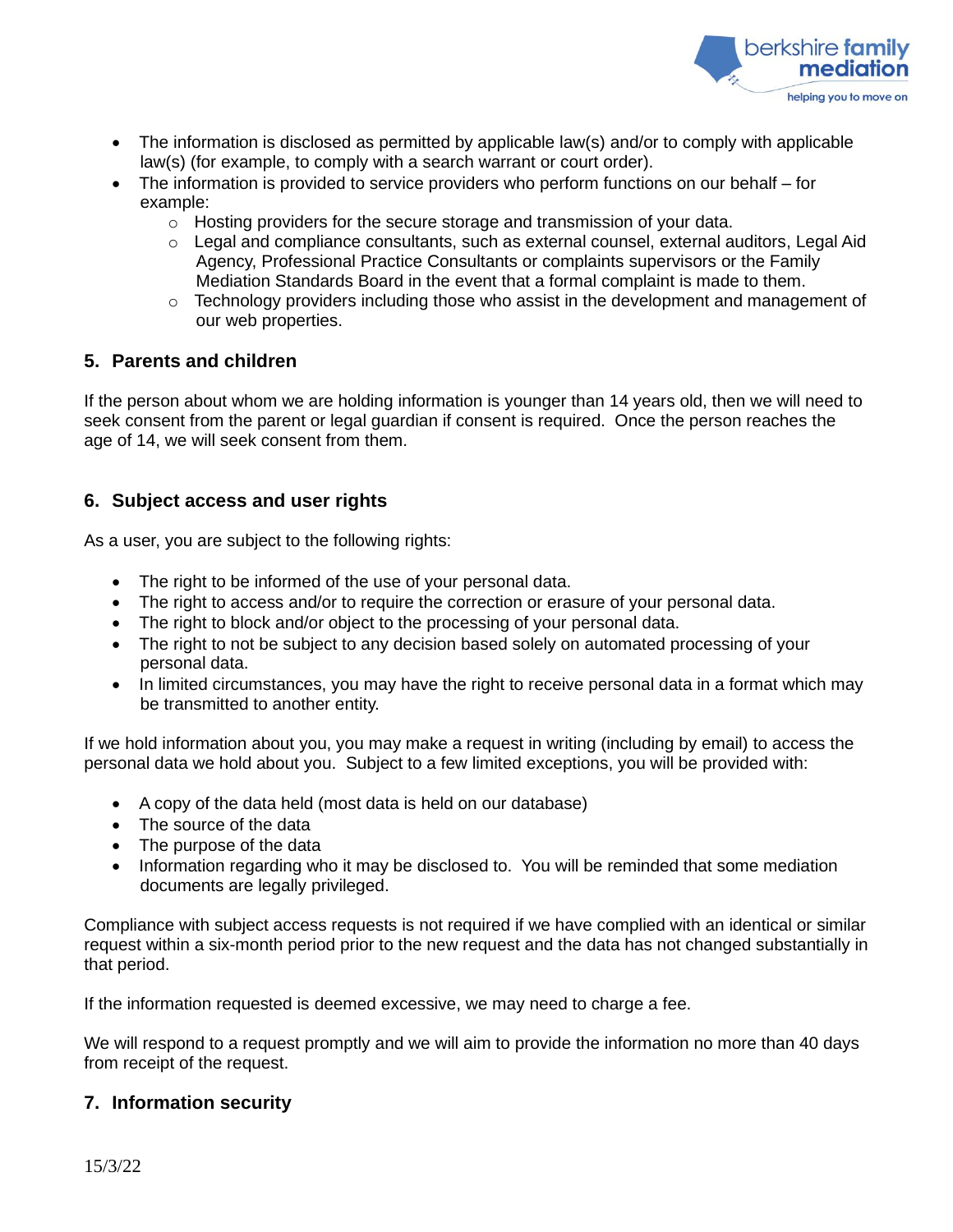- The information is disclosed as permitted by applicable law(s) and/or to comply with applicable law(s) (for example, to comply with a search warrant or court order).
- The information is provided to service providers who perform functions on our behalf – for example:
  - Hosting providers for the secure storage and transmission of your data.
  - Legal and compliance consultants, such as external counsel, external auditors, Legal Aid Agency, Professional Practice Consultants or complaints supervisors or the Family Mediation Standards Board in the event that a formal complaint is made to them.
  - Technology providers including those who assist in the development and management of our web properties.

## 5. Parents and children

If the person about whom we are holding information is younger than 14 years old, then we will need to seek consent from the parent or legal guardian if consent is required. Once the person reaches the age of 14, we will seek consent from them.

## 6. Subject access and user rights

As a user, you are subject to the following rights:

- The right to be informed of the use of your personal data.
- The right to access and/or to require the correction or erasure of your personal data.
- The right to block and/or object to the processing of your personal data.
- The right to not be subject to any decision based solely on automated processing of your personal data.
- In limited circumstances, you may have the right to receive personal data in a format which may be transmitted to another entity.

If we hold information about you, you may make a request in writing (including by email) to access the personal data we hold about you. Subject to a few limited exceptions, you will be provided with:

- A copy of the data held (most data is held on our database)
- The source of the data
- The purpose of the data
- Information regarding who it may be disclosed to. You will be reminded that some mediation documents are legally privileged.

Compliance with subject access requests is not required if we have complied with an identical or similar request within a six-month period prior to the new request and the data has not changed substantially in that period.

If the information requested is deemed excessive, we may need to charge a fee.

We will respond to a request promptly and we will aim to provide the information no more than 40 days from receipt of the request.

## 7. Information security

15/3/22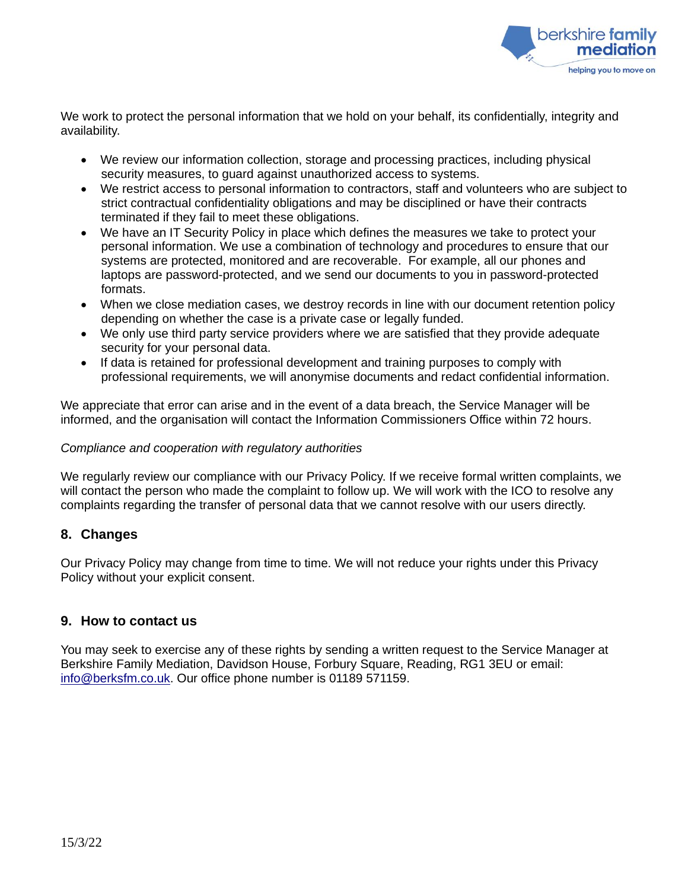We work to protect the personal information that we hold on your behalf, its confidentially, integrity and availability.

- We review our information collection, storage and processing practices, including physical security measures, to guard against unauthorized access to systems.
- We restrict access to personal information to contractors, staff and volunteers who are subject to strict contractual confidentiality obligations and may be disciplined or have their contracts terminated if they fail to meet these obligations.
- We have an IT Security Policy in place which defines the measures we take to protect your personal information. We use a combination of technology and procedures to ensure that our systems are protected, monitored and are recoverable. For example, all our phones and laptops are password-protected, and we send our documents to you in password-protected formats.
- When we close mediation cases, we destroy records in line with our document retention policy depending on whether the case is a private case or legally funded.
- We only use third party service providers where we are satisfied that they provide adequate security for your personal data.
- If data is retained for professional development and training purposes to comply with professional requirements, we will anonymise documents and redact confidential information.

We appreciate that error can arise and in the event of a data breach, the Service Manager will be informed, and the organisation will contact the Information Commissioners Office within 72 hours.

*Compliance and cooperation with regulatory authorities*

We regularly review our compliance with our Privacy Policy. If we receive formal written complaints, we will contact the person who made the complaint to follow up. We will work with the ICO to resolve any complaints regarding the transfer of personal data that we cannot resolve with our users directly.

## 8. Changes

Our Privacy Policy may change from time to time. We will not reduce your rights under this Privacy Policy without your explicit consent.

## 9. How to contact us

You may seek to exercise any of these rights by sending a written request to the Service Manager at Berkshire Family Mediation, Davidson House, Forbury Square, Reading, RG1 3EU or email: info@berksfm.co.uk. Our office phone number is 01189 571159.

15/3/22